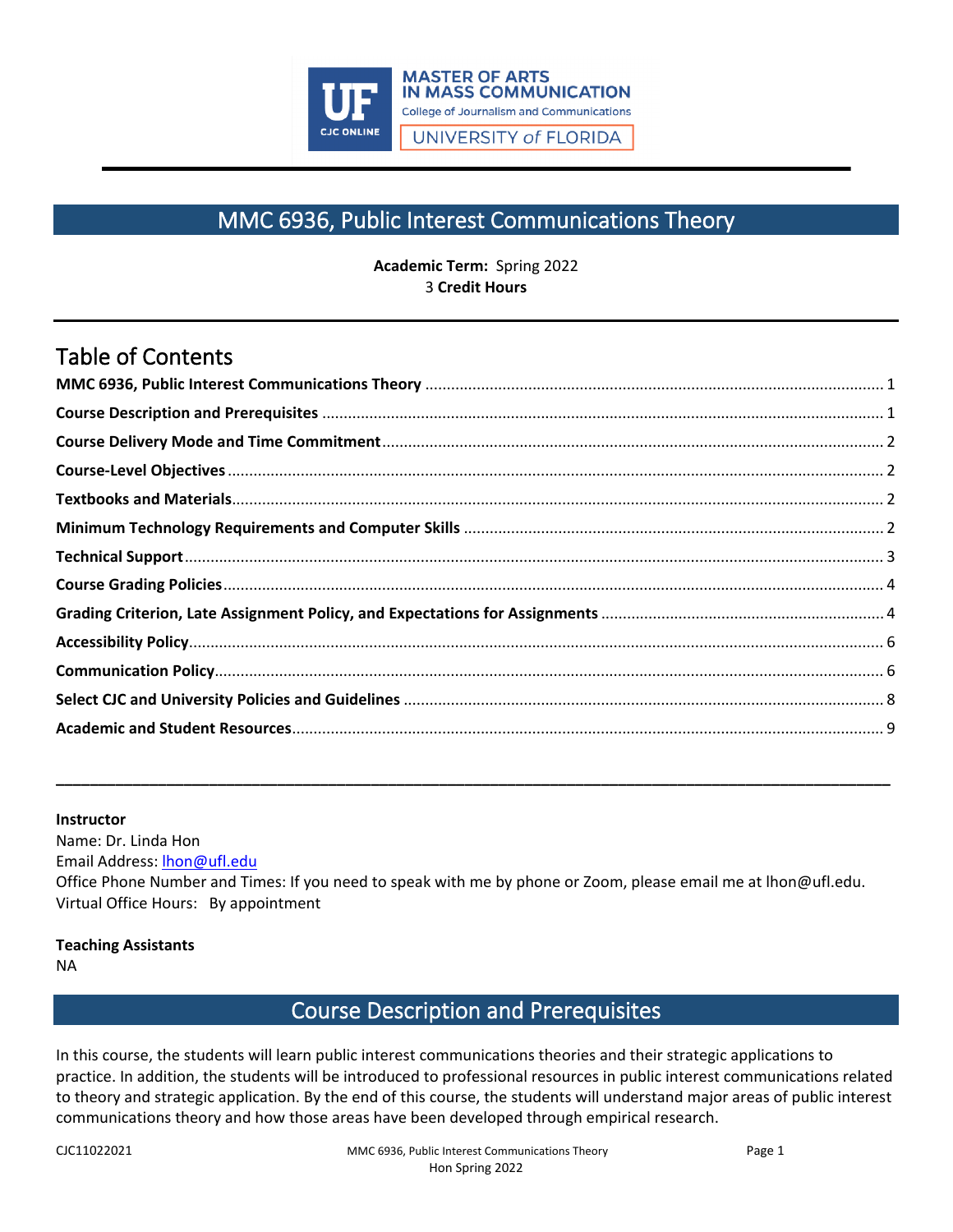MASTER OF ARTS IN MASS COMMUNICATION
College of Journalism and Communications
UNIVERSITY of FLORIDA

# MMC 6936, Public Interest Communications Theory

**Academic Term:** Spring 2022
3 **Credit Hours**

## Table of Contents

**MMC 6936, Public Interest Communications Theory** .......... 1
**Course Description and Prerequisites** .......... 1
**Course Delivery Mode and Time Commitment** .......... 2
**Course-Level Objectives** .......... 2
**Textbooks and Materials** .......... 2
**Minimum Technology Requirements and Computer Skills** .......... 2
**Technical Support** .......... 3
**Course Grading Policies** .......... 4
**Grading Criterion, Late Assignment Policy, and Expectations for Assignments** .......... 4
**Accessibility Policy** .......... 6
**Communication Policy** .......... 6
**Select CJC and University Policies and Guidelines** .......... 8
**Academic and Student Resources** .......... 9

---

**Instructor**
Name: Dr. Linda Hon
Email Address: lhon@ufl.edu
Office Phone Number and Times: If you need to speak with me by phone or Zoom, please email me at lhon@ufl.edu.
Virtual Office Hours: By appointment

**Teaching Assistants**
NA

## Course Description and Prerequisites

In this course, the students will learn public interest communications theories and their strategic applications to practice. In addition, the students will be introduced to professional resources in public interest communications related to theory and strategic application. By the end of this course, the students will understand major areas of public interest communications theory and how those areas have been developed through empirical research.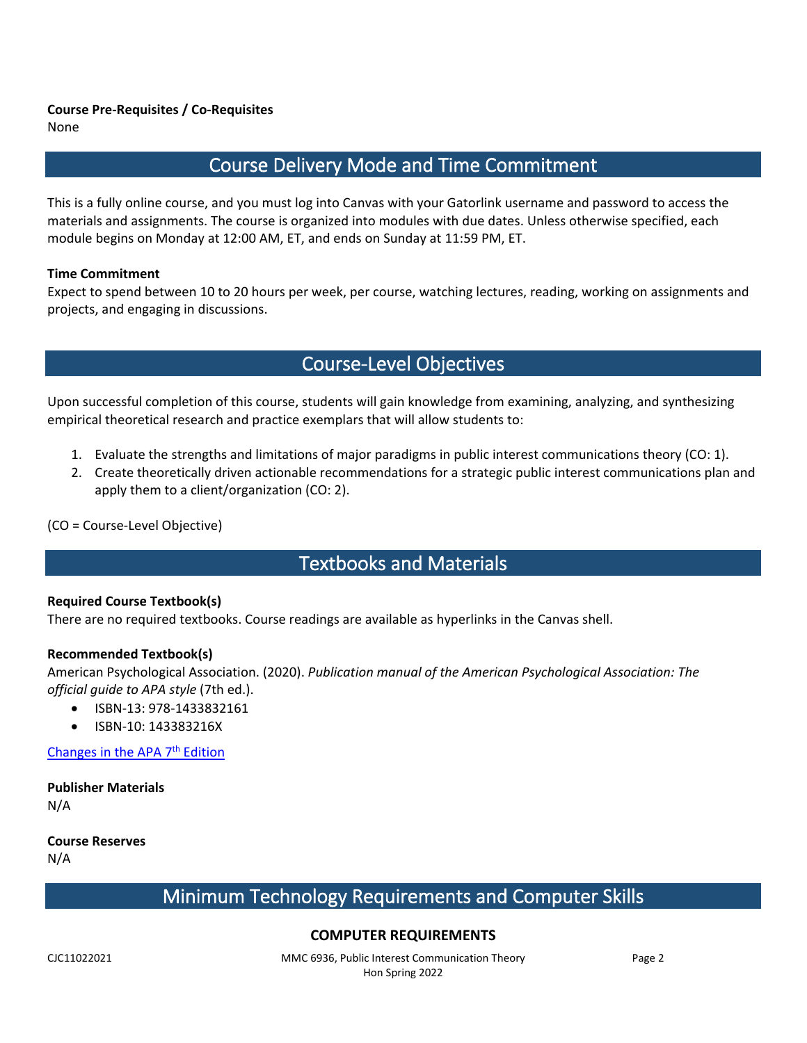**Course Pre-Requisites / Co-Requisites**
None

## Course Delivery Mode and Time Commitment

This is a fully online course, and you must log into Canvas with your Gatorlink username and password to access the materials and assignments. The course is organized into modules with due dates. Unless otherwise specified, each module begins on Monday at 12:00 AM, ET, and ends on Sunday at 11:59 PM, ET.

**Time Commitment**
Expect to spend between 10 to 20 hours per week, per course, watching lectures, reading, working on assignments and projects, and engaging in discussions.

## Course-Level Objectives

Upon successful completion of this course, students will gain knowledge from examining, analyzing, and synthesizing empirical theoretical research and practice exemplars that will allow students to:

1. Evaluate the strengths and limitations of major paradigms in public interest communications theory (CO: 1).
2. Create theoretically driven actionable recommendations for a strategic public interest communications plan and apply them to a client/organization (CO: 2).

(CO = Course-Level Objective)

## Textbooks and Materials

**Required Course Textbook(s)**
There are no required textbooks. Course readings are available as hyperlinks in the Canvas shell.

**Recommended Textbook(s)**
American Psychological Association. (2020). *Publication manual of the American Psychological Association: The official guide to APA style* (7th ed.).

- ISBN-13: 978-1433832161
- ISBN-10: 143383216X

Changes in the APA 7th Edition

**Publisher Materials**
N/A

**Course Reserves**
N/A

## Minimum Technology Requirements and Computer Skills

### COMPUTER REQUIREMENTS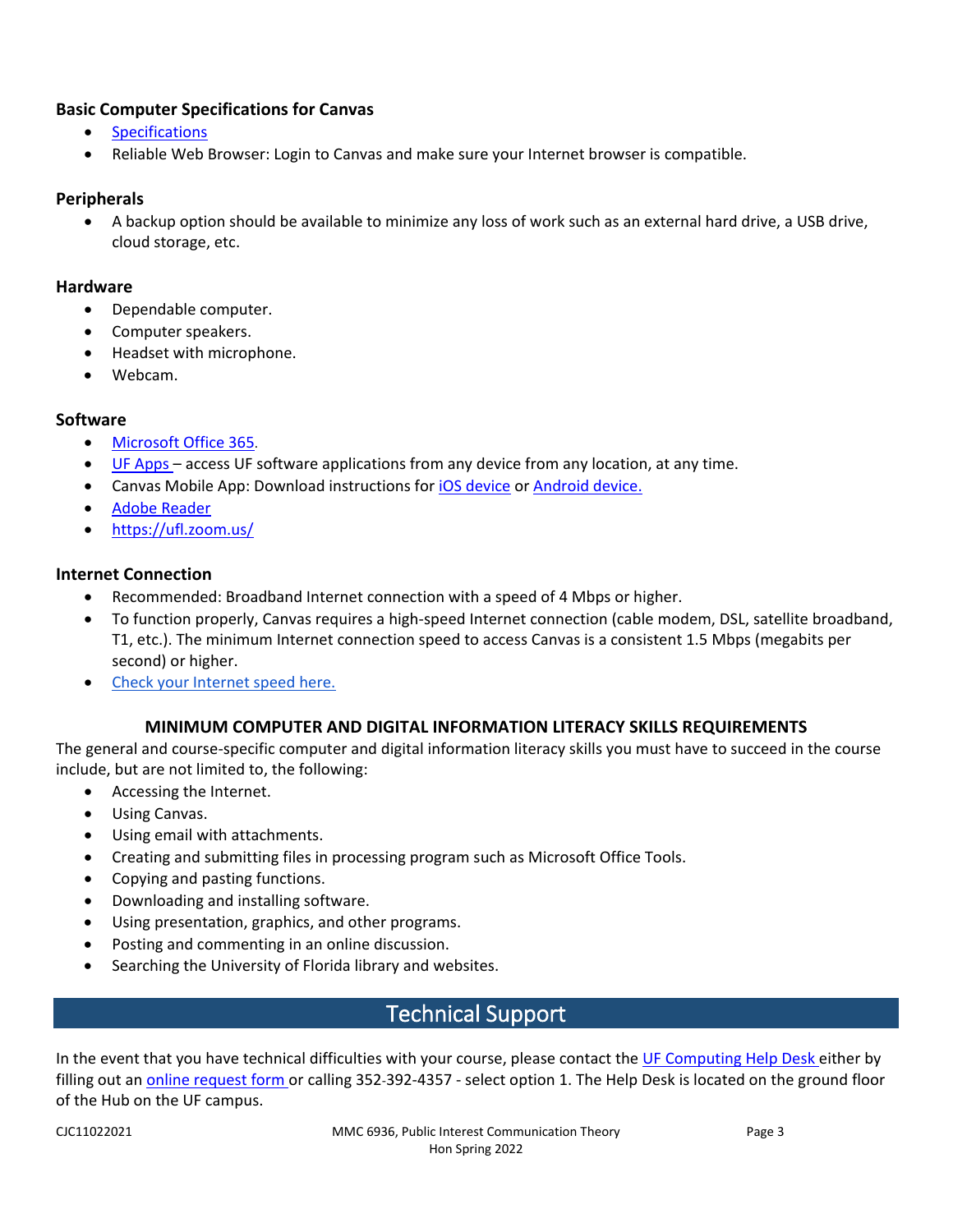### Basic Computer Specifications for Canvas

- Specifications
- Reliable Web Browser: Login to Canvas and make sure your Internet browser is compatible.

### Peripherals

- A backup option should be available to minimize any loss of work such as an external hard drive, a USB drive, cloud storage, etc.

### Hardware

- Dependable computer.
- Computer speakers.
- Headset with microphone.
- Webcam.

### Software

- Microsoft Office 365.
- UF Apps – access UF software applications from any device from any location, at any time.
- Canvas Mobile App: Download instructions for iOS device or Android device.
- Adobe Reader
- https://ufl.zoom.us/

### Internet Connection

- Recommended: Broadband Internet connection with a speed of 4 Mbps or higher.
- To function properly, Canvas requires a high-speed Internet connection (cable modem, DSL, satellite broadband, T1, etc.). The minimum Internet connection speed to access Canvas is a consistent 1.5 Mbps (megabits per second) or higher.
- Check your Internet speed here.

### MINIMUM COMPUTER AND DIGITAL INFORMATION LITERACY SKILLS REQUIREMENTS

The general and course-specific computer and digital information literacy skills you must have to succeed in the course include, but are not limited to, the following:

- Accessing the Internet.
- Using Canvas.
- Using email with attachments.
- Creating and submitting files in processing program such as Microsoft Office Tools.
- Copying and pasting functions.
- Downloading and installing software.
- Using presentation, graphics, and other programs.
- Posting and commenting in an online discussion.
- Searching the University of Florida library and websites.

## Technical Support

In the event that you have technical difficulties with your course, please contact the UF Computing Help Desk either by filling out an online request form or calling 352-392-4357 - select option 1. The Help Desk is located on the ground floor of the Hub on the UF campus.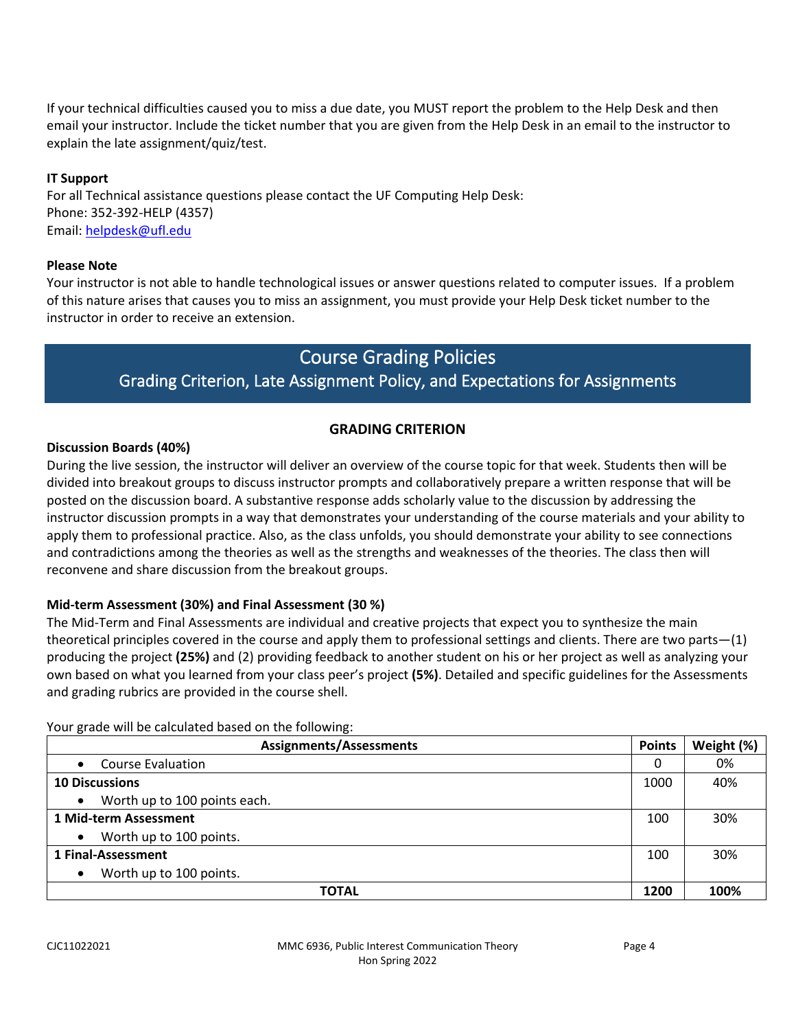If your technical difficulties caused you to miss a due date, you MUST report the problem to the Help Desk and then email your instructor. Include the ticket number that you are given from the Help Desk in an email to the instructor to explain the late assignment/quiz/test.

**IT Support**
For all Technical assistance questions please contact the UF Computing Help Desk:
Phone: 352-392-HELP (4357)
Email: helpdesk@ufl.edu

**Please Note**
Your instructor is not able to handle technological issues or answer questions related to computer issues. If a problem of this nature arises that causes you to miss an assignment, you must provide your Help Desk ticket number to the instructor in order to receive an extension.

## Course Grading Policies

### Grading Criterion, Late Assignment Policy, and Expectations for Assignments

#### GRADING CRITERION

**Discussion Boards (40%)**
During the live session, the instructor will deliver an overview of the course topic for that week. Students then will be divided into breakout groups to discuss instructor prompts and collaboratively prepare a written response that will be posted on the discussion board. A substantive response adds scholarly value to the discussion by addressing the instructor discussion prompts in a way that demonstrates your understanding of the course materials and your ability to apply them to professional practice. Also, as the class unfolds, you should demonstrate your ability to see connections and contradictions among the theories as well as the strengths and weaknesses of the theories. The class then will reconvene and share discussion from the breakout groups.

**Mid-term Assessment (30%) and Final Assessment (30 %)**
The Mid-Term and Final Assessments are individual and creative projects that expect you to synthesize the main theoretical principles covered in the course and apply them to professional settings and clients. There are two parts—(1) producing the project **(25%)** and (2) providing feedback to another student on his or her project as well as analyzing your own based on what you learned from your class peer's project **(5%)**. Detailed and specific guidelines for the Assessments and grading rubrics are provided in the course shell.

Your grade will be calculated based on the following:

| Assignments/Assessments | Points | Weight (%) |
|---|---|---|
| • Course Evaluation | 0 | 0% |
| **10 Discussions**<br>• Worth up to 100 points each. | 1000 | 40% |
| **1 Mid-term Assessment**<br>• Worth up to 100 points. | 100 | 30% |
| **1 Final-Assessment**<br>• Worth up to 100 points. | 100 | 30% |
| **TOTAL** | **1200** | **100%** |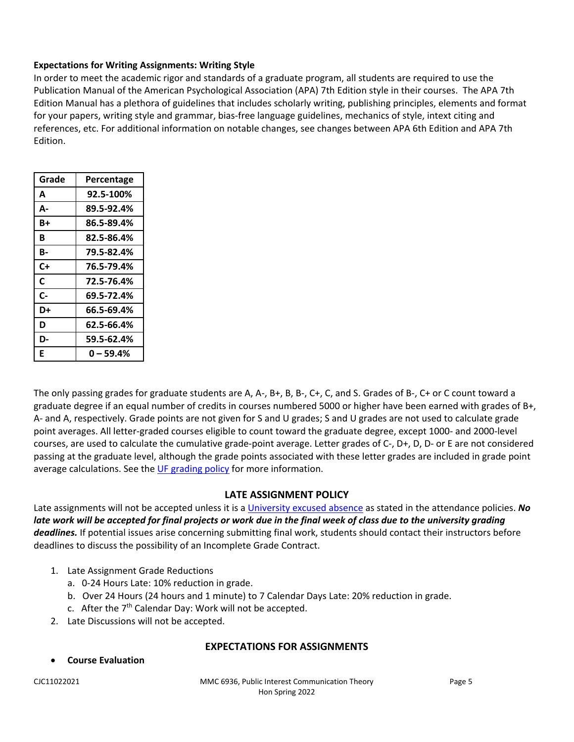**Expectations for Writing Assignments: Writing Style**

In order to meet the academic rigor and standards of a graduate program, all students are required to use the Publication Manual of the American Psychological Association (APA) 7th Edition style in their courses. The APA 7th Edition Manual has a plethora of guidelines that includes scholarly writing, publishing principles, elements and format for your papers, writing style and grammar, bias-free language guidelines, mechanics of style, intext citing and references, etc. For additional information on notable changes, see changes between APA 6th Edition and APA 7th Edition.

| Grade | Percentage |
|---|---|
| A | 92.5-100% |
| A- | 89.5-92.4% |
| B+ | 86.5-89.4% |
| B | 82.5-86.4% |
| B- | 79.5-82.4% |
| C+ | 76.5-79.4% |
| C | 72.5-76.4% |
| C- | 69.5-72.4% |
| D+ | 66.5-69.4% |
| D | 62.5-66.4% |
| D- | 59.5-62.4% |
| E | 0 – 59.4% |

The only passing grades for graduate students are A, A-, B+, B, B-, C+, C, and S. Grades of B-, C+ or C count toward a graduate degree if an equal number of credits in courses numbered 5000 or higher have been earned with grades of B+, A- and A, respectively. Grade points are not given for S and U grades; S and U grades are not used to calculate grade point averages. All letter-graded courses eligible to count toward the graduate degree, except 1000- and 2000-level courses, are used to calculate the cumulative grade-point average. Letter grades of C-, D+, D, D- or E are not considered passing at the graduate level, although the grade points associated with these letter grades are included in grade point average calculations. See the UF grading policy for more information.

## LATE ASSIGNMENT POLICY

Late assignments will not be accepted unless it is a University excused absence as stated in the attendance policies. ***No late work will be accepted for final projects or work due in the final week of class due to the university grading deadlines.*** If potential issues arise concerning submitting final work, students should contact their instructors before deadlines to discuss the possibility of an Incomplete Grade Contract.

1. Late Assignment Grade Reductions
   a. 0-24 Hours Late: 10% reduction in grade.
   b. Over 24 Hours (24 hours and 1 minute) to 7 Calendar Days Late: 20% reduction in grade.
   c. After the 7th Calendar Day: Work will not be accepted.
2. Late Discussions will not be accepted.

## EXPECTATIONS FOR ASSIGNMENTS

- **Course Evaluation**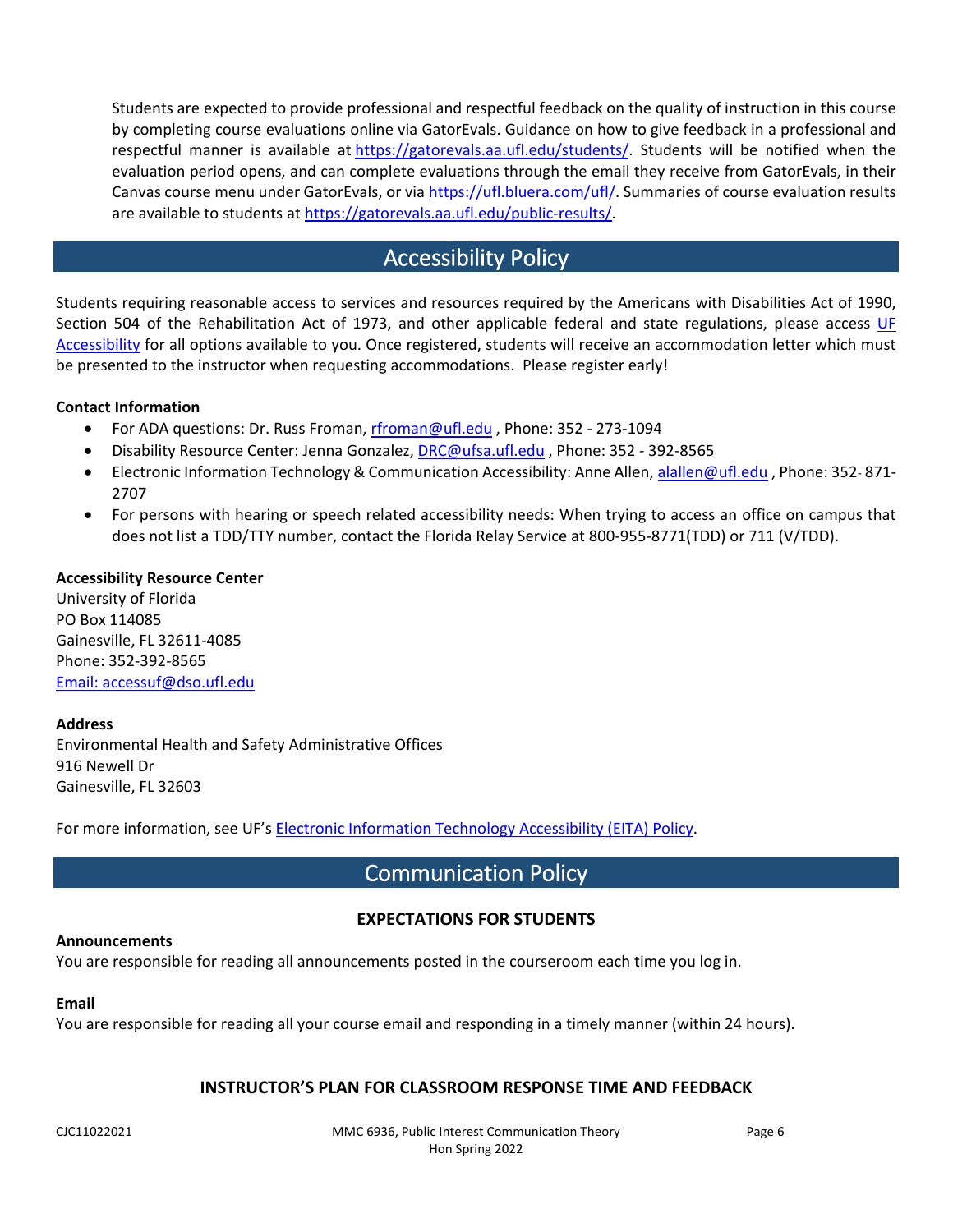Students are expected to provide professional and respectful feedback on the quality of instruction in this course by completing course evaluations online via GatorEvals. Guidance on how to give feedback in a professional and respectful manner is available at https://gatorevals.aa.ufl.edu/students/. Students will be notified when the evaluation period opens, and can complete evaluations through the email they receive from GatorEvals, in their Canvas course menu under GatorEvals, or via https://ufl.bluera.com/ufl/. Summaries of course evaluation results are available to students at https://gatorevals.aa.ufl.edu/public-results/.

## Accessibility Policy

Students requiring reasonable access to services and resources required by the Americans with Disabilities Act of 1990, Section 504 of the Rehabilitation Act of 1973, and other applicable federal and state regulations, please access UF Accessibility for all options available to you. Once registered, students will receive an accommodation letter which must be presented to the instructor when requesting accommodations. Please register early!

**Contact Information**

- For ADA questions: Dr. Russ Froman, rfroman@ufl.edu , Phone: 352 - 273-1094
- Disability Resource Center: Jenna Gonzalez, DRC@ufsa.ufl.edu , Phone: 352 - 392-8565
- Electronic Information Technology & Communication Accessibility: Anne Allen, alallen@ufl.edu , Phone: 352- 871-2707
- For persons with hearing or speech related accessibility needs: When trying to access an office on campus that does not list a TDD/TTY number, contact the Florida Relay Service at 800-955-8771(TDD) or 711 (V/TDD).

**Accessibility Resource Center**
University of Florida
PO Box 114085
Gainesville, FL 32611-4085
Phone: 352-392-8565
Email: accessuf@dso.ufl.edu

**Address**
Environmental Health and Safety Administrative Offices
916 Newell Dr
Gainesville, FL 32603

For more information, see UF's Electronic Information Technology Accessibility (EITA) Policy.

## Communication Policy

### EXPECTATIONS FOR STUDENTS

**Announcements**
You are responsible for reading all announcements posted in the courseroom each time you log in.

**Email**
You are responsible for reading all your course email and responding in a timely manner (within 24 hours).

### INSTRUCTOR'S PLAN FOR CLASSROOM RESPONSE TIME AND FEEDBACK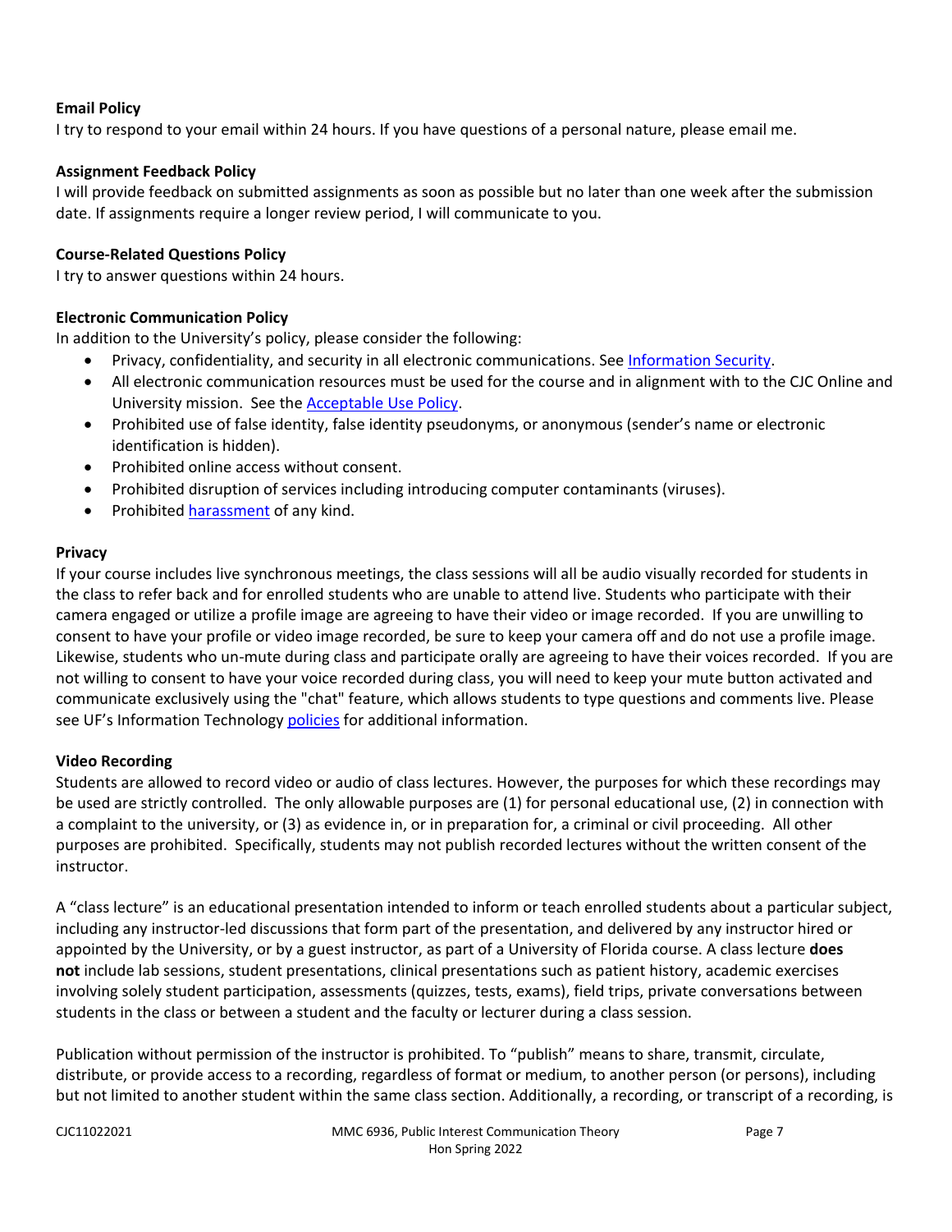**Email Policy**

I try to respond to your email within 24 hours. If you have questions of a personal nature, please email me.

**Assignment Feedback Policy**

I will provide feedback on submitted assignments as soon as possible but no later than one week after the submission date. If assignments require a longer review period, I will communicate to you.

**Course-Related Questions Policy**

I try to answer questions within 24 hours.

**Electronic Communication Policy**

In addition to the University's policy, please consider the following:

- Privacy, confidentiality, and security in all electronic communications. See Information Security.
- All electronic communication resources must be used for the course and in alignment with to the CJC Online and University mission. See the Acceptable Use Policy.
- Prohibited use of false identity, false identity pseudonyms, or anonymous (sender's name or electronic identification is hidden).
- Prohibited online access without consent.
- Prohibited disruption of services including introducing computer contaminants (viruses).
- Prohibited harassment of any kind.

**Privacy**

If your course includes live synchronous meetings, the class sessions will all be audio visually recorded for students in the class to refer back and for enrolled students who are unable to attend live. Students who participate with their camera engaged or utilize a profile image are agreeing to have their video or image recorded. If you are unwilling to consent to have your profile or video image recorded, be sure to keep your camera off and do not use a profile image. Likewise, students who un-mute during class and participate orally are agreeing to have their voices recorded. If you are not willing to consent to have your voice recorded during class, you will need to keep your mute button activated and communicate exclusively using the "chat" feature, which allows students to type questions and comments live. Please see UF's Information Technology policies for additional information.

**Video Recording**

Students are allowed to record video or audio of class lectures. However, the purposes for which these recordings may be used are strictly controlled. The only allowable purposes are (1) for personal educational use, (2) in connection with a complaint to the university, or (3) as evidence in, or in preparation for, a criminal or civil proceeding. All other purposes are prohibited. Specifically, students may not publish recorded lectures without the written consent of the instructor.

A "class lecture" is an educational presentation intended to inform or teach enrolled students about a particular subject, including any instructor-led discussions that form part of the presentation, and delivered by any instructor hired or appointed by the University, or by a guest instructor, as part of a University of Florida course. A class lecture **does not** include lab sessions, student presentations, clinical presentations such as patient history, academic exercises involving solely student participation, assessments (quizzes, tests, exams), field trips, private conversations between students in the class or between a student and the faculty or lecturer during a class session.

Publication without permission of the instructor is prohibited. To "publish" means to share, transmit, circulate, distribute, or provide access to a recording, regardless of format or medium, to another person (or persons), including but not limited to another student within the same class section. Additionally, a recording, or transcript of a recording, is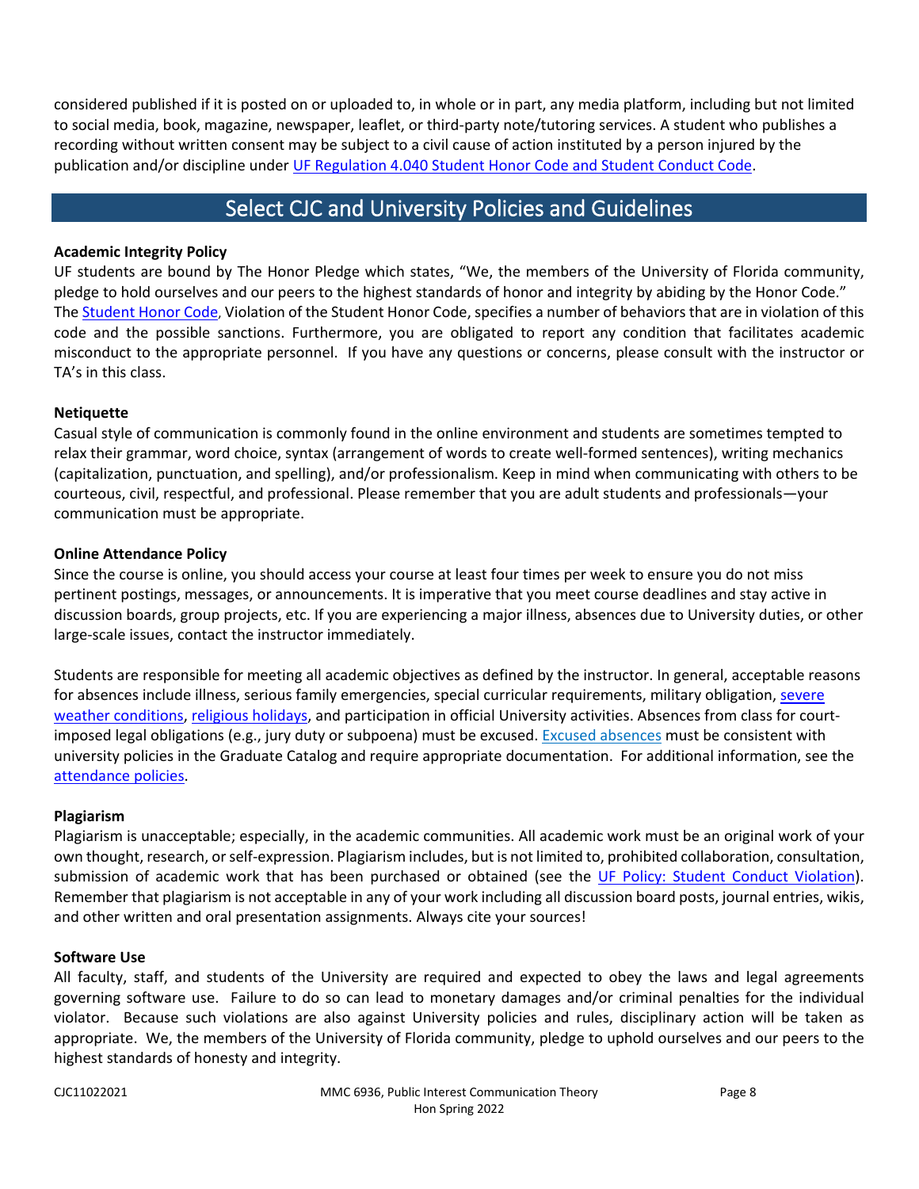considered published if it is posted on or uploaded to, in whole or in part, any media platform, including but not limited to social media, book, magazine, newspaper, leaflet, or third-party note/tutoring services. A student who publishes a recording without written consent may be subject to a civil cause of action instituted by a person injured by the publication and/or discipline under UF Regulation 4.040 Student Honor Code and Student Conduct Code.

## Select CJC and University Policies and Guidelines

**Academic Integrity Policy**

UF students are bound by The Honor Pledge which states, "We, the members of the University of Florida community, pledge to hold ourselves and our peers to the highest standards of honor and integrity by abiding by the Honor Code." The Student Honor Code, Violation of the Student Honor Code, specifies a number of behaviors that are in violation of this code and the possible sanctions. Furthermore, you are obligated to report any condition that facilitates academic misconduct to the appropriate personnel. If you have any questions or concerns, please consult with the instructor or TA's in this class.

**Netiquette**

Casual style of communication is commonly found in the online environment and students are sometimes tempted to relax their grammar, word choice, syntax (arrangement of words to create well-formed sentences), writing mechanics (capitalization, punctuation, and spelling), and/or professionalism. Keep in mind when communicating with others to be courteous, civil, respectful, and professional. Please remember that you are adult students and professionals—your communication must be appropriate.

**Online Attendance Policy**

Since the course is online, you should access your course at least four times per week to ensure you do not miss pertinent postings, messages, or announcements. It is imperative that you meet course deadlines and stay active in discussion boards, group projects, etc. If you are experiencing a major illness, absences due to University duties, or other large-scale issues, contact the instructor immediately.

Students are responsible for meeting all academic objectives as defined by the instructor. In general, acceptable reasons for absences include illness, serious family emergencies, special curricular requirements, military obligation, severe weather conditions, religious holidays, and participation in official University activities. Absences from class for court-imposed legal obligations (e.g., jury duty or subpoena) must be excused. Excused absences must be consistent with university policies in the Graduate Catalog and require appropriate documentation. For additional information, see the attendance policies.

**Plagiarism**

Plagiarism is unacceptable; especially, in the academic communities. All academic work must be an original work of your own thought, research, or self-expression. Plagiarism includes, but is not limited to, prohibited collaboration, consultation, submission of academic work that has been purchased or obtained (see the UF Policy: Student Conduct Violation). Remember that plagiarism is not acceptable in any of your work including all discussion board posts, journal entries, wikis, and other written and oral presentation assignments. Always cite your sources!

**Software Use**

All faculty, staff, and students of the University are required and expected to obey the laws and legal agreements governing software use. Failure to do so can lead to monetary damages and/or criminal penalties for the individual violator. Because such violations are also against University policies and rules, disciplinary action will be taken as appropriate. We, the members of the University of Florida community, pledge to uphold ourselves and our peers to the highest standards of honesty and integrity.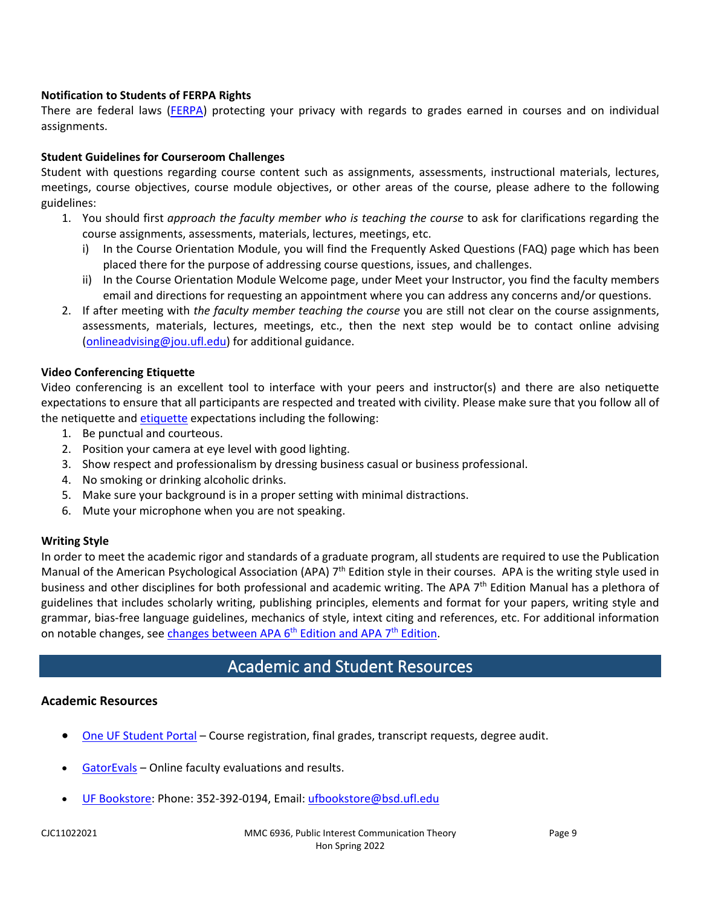**Notification to Students of FERPA Rights**

There are federal laws (FERPA) protecting your privacy with regards to grades earned in courses and on individual assignments.

**Student Guidelines for Courseroom Challenges**

Student with questions regarding course content such as assignments, assessments, instructional materials, lectures, meetings, course objectives, course module objectives, or other areas of the course, please adhere to the following guidelines:

1. You should first *approach the faculty member who is teaching the course* to ask for clarifications regarding the course assignments, assessments, materials, lectures, meetings, etc.
   i) In the Course Orientation Module, you will find the Frequently Asked Questions (FAQ) page which has been placed there for the purpose of addressing course questions, issues, and challenges.
   ii) In the Course Orientation Module Welcome page, under Meet your Instructor, you find the faculty members email and directions for requesting an appointment where you can address any concerns and/or questions.
2. If after meeting with *the faculty member teaching the course* you are still not clear on the course assignments, assessments, materials, lectures, meetings, etc., then the next step would be to contact online advising (onlineadvising@jou.ufl.edu) for additional guidance.

**Video Conferencing Etiquette**

Video conferencing is an excellent tool to interface with your peers and instructor(s) and there are also netiquette expectations to ensure that all participants are respected and treated with civility. Please make sure that you follow all of the netiquette and etiquette expectations including the following:

1. Be punctual and courteous.
2. Position your camera at eye level with good lighting.
3. Show respect and professionalism by dressing business casual or business professional.
4. No smoking or drinking alcoholic drinks.
5. Make sure your background is in a proper setting with minimal distractions.
6. Mute your microphone when you are not speaking.

**Writing Style**

In order to meet the academic rigor and standards of a graduate program, all students are required to use the Publication Manual of the American Psychological Association (APA) 7th Edition style in their courses. APA is the writing style used in business and other disciplines for both professional and academic writing. The APA 7th Edition Manual has a plethora of guidelines that includes scholarly writing, publishing principles, elements and format for your papers, writing style and grammar, bias-free language guidelines, mechanics of style, intext citing and references, etc. For additional information on notable changes, see changes between APA 6th Edition and APA 7th Edition.

## Academic and Student Resources

### Academic Resources

- One UF Student Portal – Course registration, final grades, transcript requests, degree audit.
- GatorEvals – Online faculty evaluations and results.
- UF Bookstore: Phone: 352-392-0194, Email: ufbookstore@bsd.ufl.edu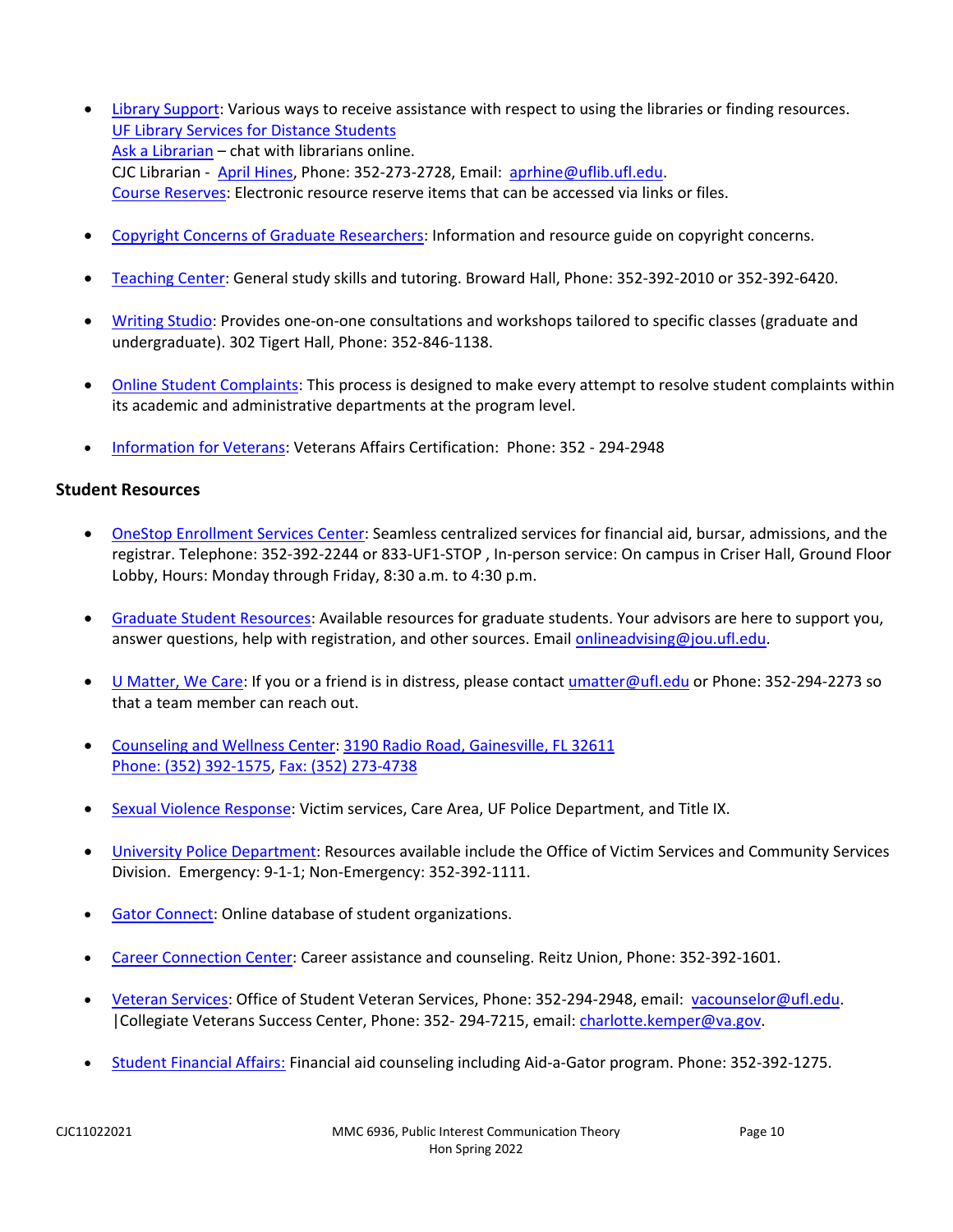- Library Support: Various ways to receive assistance with respect to using the libraries or finding resources.
  UF Library Services for Distance Students
  Ask a Librarian – chat with librarians online.
  CJC Librarian - April Hines, Phone: 352-273-2728, Email: aprhine@uflib.ufl.edu.
  Course Reserves: Electronic resource reserve items that can be accessed via links or files.

- Copyright Concerns of Graduate Researchers: Information and resource guide on copyright concerns.

- Teaching Center: General study skills and tutoring. Broward Hall, Phone: 352-392-2010 or 352-392-6420.

- Writing Studio: Provides one-on-one consultations and workshops tailored to specific classes (graduate and undergraduate). 302 Tigert Hall, Phone: 352-846-1138.

- Online Student Complaints: This process is designed to make every attempt to resolve student complaints within its academic and administrative departments at the program level.

- Information for Veterans: Veterans Affairs Certification: Phone: 352 - 294-2948

### Student Resources

- OneStop Enrollment Services Center: Seamless centralized services for financial aid, bursar, admissions, and the registrar. Telephone: 352-392-2244 or 833-UF1-STOP , In-person service: On campus in Criser Hall, Ground Floor Lobby, Hours: Monday through Friday, 8:30 a.m. to 4:30 p.m.

- Graduate Student Resources: Available resources for graduate students. Your advisors are here to support you, answer questions, help with registration, and other sources. Email onlineadvising@jou.ufl.edu.

- U Matter, We Care: If you or a friend is in distress, please contact umatter@ufl.edu or Phone: 352-294-2273 so that a team member can reach out.

- Counseling and Wellness Center: 3190 Radio Road, Gainesville, FL 32611
  Phone: (352) 392-1575, Fax: (352) 273-4738

- Sexual Violence Response: Victim services, Care Area, UF Police Department, and Title IX.

- University Police Department: Resources available include the Office of Victim Services and Community Services Division. Emergency: 9-1-1; Non-Emergency: 352-392-1111.

- Gator Connect: Online database of student organizations.

- Career Connection Center: Career assistance and counseling. Reitz Union, Phone: 352-392-1601.

- Veteran Services: Office of Student Veteran Services, Phone: 352-294-2948, email: vacounselor@ufl.edu.
  |Collegiate Veterans Success Center, Phone: 352- 294-7215, email: charlotte.kemper@va.gov.

- Student Financial Affairs: Financial aid counseling including Aid-a-Gator program. Phone: 352-392-1275.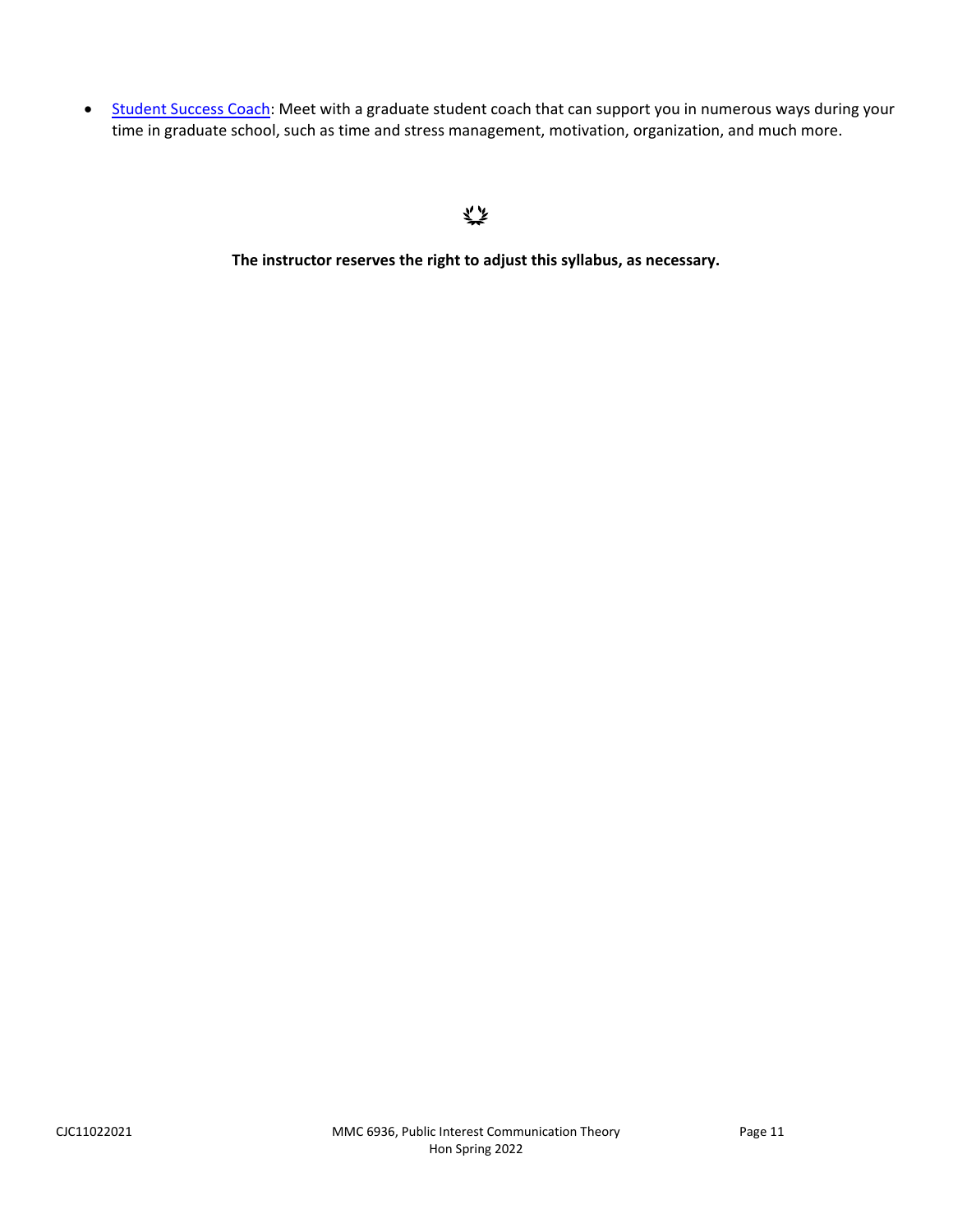- Student Success Coach: Meet with a graduate student coach that can support you in numerous ways during your time in graduate school, such as time and stress management, motivation, organization, and much more.

**The instructor reserves the right to adjust this syllabus, as necessary.**